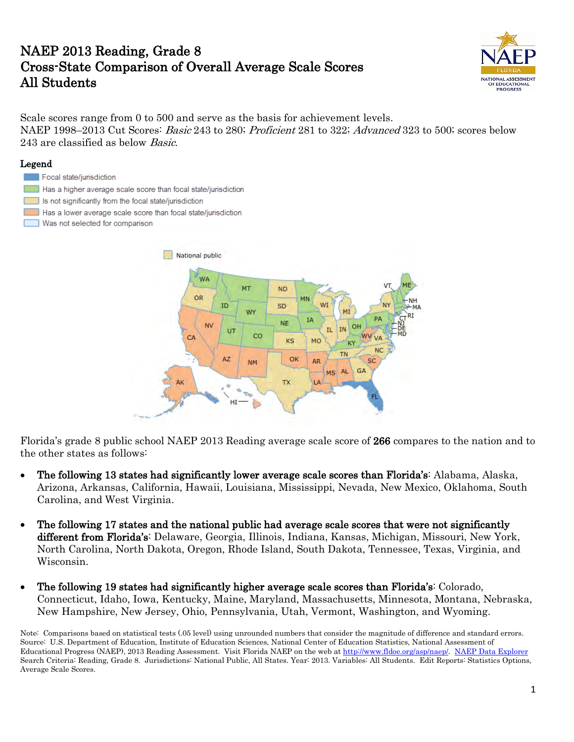# NAEP 2013 Reading, Grade 8
# Cross-State Comparison of Overall Average Scale Scores
# All Students

Scale scores range from 0 to 500 and serve as the basis for achievement levels.
NAEP 1998–2013 Cut Scores: *Basic* 243 to 280; *Proficient* 281 to 322; *Advanced* 323 to 500; scores below 243 are classified as below *Basic*.

**Legend**

- Focal state/jurisdiction
- Has a higher average scale score than focal state/jurisdiction
- Is not significantly from the focal state/jurisdiction
- Has a lower average scale score than focal state/jurisdiction
- Was not selected for comparison

National public

Florida's grade 8 public school NAEP 2013 Reading average scale score of **266** compares to the nation and to the other states as follows:

- **The following 13 states had significantly lower average scale scores than Florida's**: Alabama, Alaska, Arizona, Arkansas, California, Hawaii, Louisiana, Mississippi, Nevada, New Mexico, Oklahoma, South Carolina, and West Virginia.

- **The following 17 states and the national public had average scale scores that were not significantly different from Florida's**: Delaware, Georgia, Illinois, Indiana, Kansas, Michigan, Missouri, New York, North Carolina, North Dakota, Oregon, Rhode Island, South Dakota, Tennessee, Texas, Virginia, and Wisconsin.

- **The following 19 states had significantly higher average scale scores than Florida's**: Colorado, Connecticut, Idaho, Iowa, Kentucky, Maine, Maryland, Massachusetts, Minnesota, Montana, Nebraska, New Hampshire, New Jersey, Ohio, Pennsylvania, Utah, Vermont, Washington, and Wyoming.

Note: Comparisons based on statistical tests (.05 level) using unrounded numbers that consider the magnitude of difference and standard errors.
Source: U.S. Department of Education, Institute of Education Sciences, National Center of Education Statistics, National Assessment of Educational Progress (NAEP), 2013 Reading Assessment. Visit Florida NAEP on the web at http://www.fldoe.org/asp/naep/. NAEP Data Explorer Search Criteria: Reading, Grade 8. Jurisdictions: National Public, All States. Year: 2013. Variables: All Students. Edit Reports: Statistics Options, Average Scale Scores.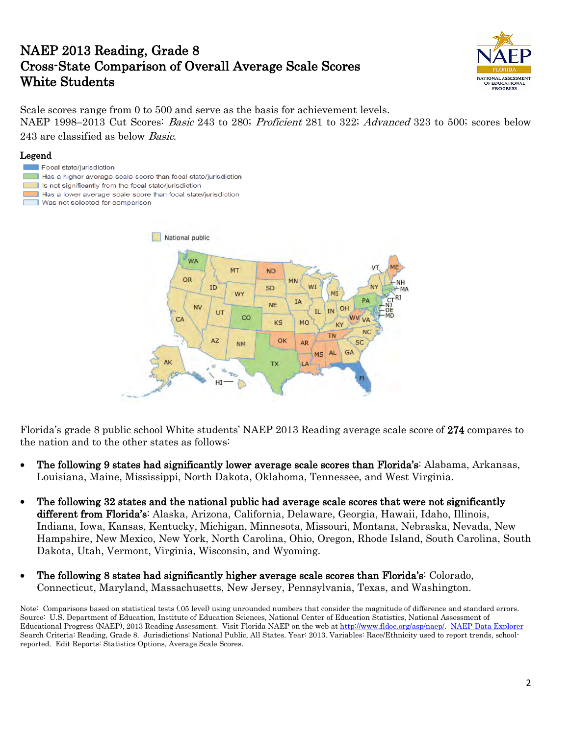# NAEP 2013 Reading, Grade 8
# Cross-State Comparison of Overall Average Scale Scores
# White Students

Scale scores range from 0 to 500 and serve as the basis for achievement levels.
NAEP 1998–2013 Cut Scores: *Basic* 243 to 280; *Proficient* 281 to 322; *Advanced* 323 to 500; scores below 243 are classified as below *Basic*.

## Legend

- Focal state/jurisdiction
- Has a higher average scale score than focal state/jurisdiction
- Is not significantly from the focal state/jurisdiction
- Has a lower average scale score than focal state/jurisdiction
- Was not selected for comparison

Florida's grade 8 public school White students' NAEP 2013 Reading average scale score of **274** compares to the nation and to the other states as follows:

- **The following 9 states had significantly lower average scale scores than Florida's**: Alabama, Arkansas, Louisiana, Maine, Mississippi, North Dakota, Oklahoma, Tennessee, and West Virginia.
- **The following 32 states and the national public had average scale scores that were not significantly different from Florida's**: Alaska, Arizona, California, Delaware, Georgia, Hawaii, Idaho, Illinois, Indiana, Iowa, Kansas, Kentucky, Michigan, Minnesota, Missouri, Montana, Nebraska, Nevada, New Hampshire, New Mexico, New York, North Carolina, Ohio, Oregon, Rhode Island, South Carolina, South Dakota, Utah, Vermont, Virginia, Wisconsin, and Wyoming.
- **The following 8 states had significantly higher average scale scores than Florida's**: Colorado, Connecticut, Maryland, Massachusetts, New Jersey, Pennsylvania, Texas, and Washington.

Note: Comparisons based on statistical tests (.05 level) using unrounded numbers that consider the magnitude of difference and standard errors.
Source: U.S. Department of Education, Institute of Education Sciences, National Center of Education Statistics, National Assessment of Educational Progress (NAEP), 2013 Reading Assessment. Visit Florida NAEP on the web at http://www.fldoe.org/asp/naep/. NAEP Data Explorer Search Criteria: Reading, Grade 8. Jurisdictions: National Public, All States. Year: 2013. Variables: Race/Ethnicity used to report trends, school-reported. Edit Reports: Statistics Options, Average Scale Scores.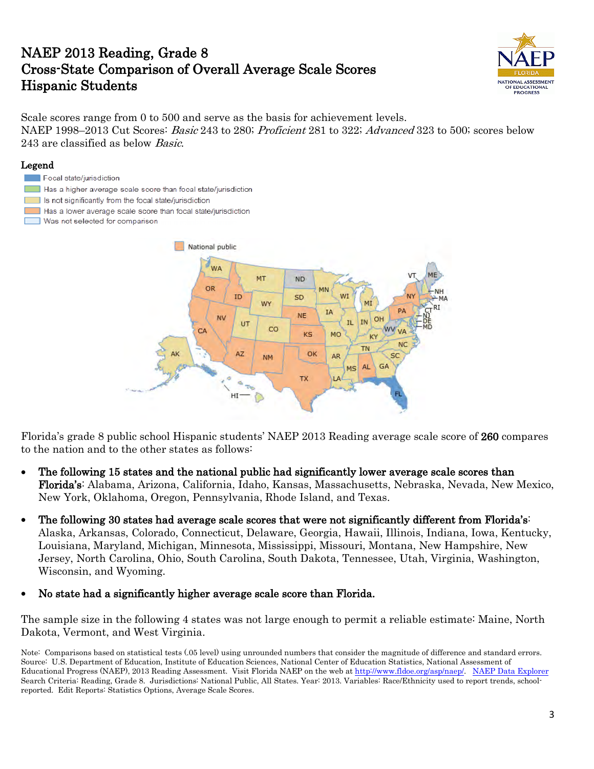# NAEP 2013 Reading, Grade 8
# Cross-State Comparison of Overall Average Scale Scores
# Hispanic Students

Scale scores range from 0 to 500 and serve as the basis for achievement levels.
NAEP 1998–2013 Cut Scores: *Basic* 243 to 280; *Proficient* 281 to 322; *Advanced* 323 to 500; scores below 243 are classified as below *Basic*.

**Legend**

- Focal state/jurisdiction
- Has a higher average scale score than focal state/jurisdiction
- Is not significantly from the focal state/jurisdiction
- Has a lower average scale score than focal state/jurisdiction
- Was not selected for comparison

Florida's grade 8 public school Hispanic students' NAEP 2013 Reading average scale score of **260** compares to the nation and to the other states as follows:

- **The following 15 states and the national public had significantly lower average scale scores than Florida's**: Alabama, Arizona, California, Idaho, Kansas, Massachusetts, Nebraska, Nevada, New Mexico, New York, Oklahoma, Oregon, Pennsylvania, Rhode Island, and Texas.
- **The following 30 states had average scale scores that were not significantly different from Florida's**: Alaska, Arkansas, Colorado, Connecticut, Delaware, Georgia, Hawaii, Illinois, Indiana, Iowa, Kentucky, Louisiana, Maryland, Michigan, Minnesota, Mississippi, Missouri, Montana, New Hampshire, New Jersey, North Carolina, Ohio, South Carolina, South Dakota, Tennessee, Utah, Virginia, Washington, Wisconsin, and Wyoming.
- **No state had a significantly higher average scale score than Florida.**

The sample size in the following 4 states was not large enough to permit a reliable estimate: Maine, North Dakota, Vermont, and West Virginia.

Note: Comparisons based on statistical tests (.05 level) using unrounded numbers that consider the magnitude of difference and standard errors.
Source: U.S. Department of Education, Institute of Education Sciences, National Center of Education Statistics, National Assessment of Educational Progress (NAEP), 2013 Reading Assessment. Visit Florida NAEP on the web at http://www.fldoe.org/asp/naep/. NAEP Data Explorer Search Criteria: Reading, Grade 8. Jurisdictions: National Public, All States. Year: 2013. Variables: Race/Ethnicity used to report trends, school-reported. Edit Reports: Statistics Options, Average Scale Scores.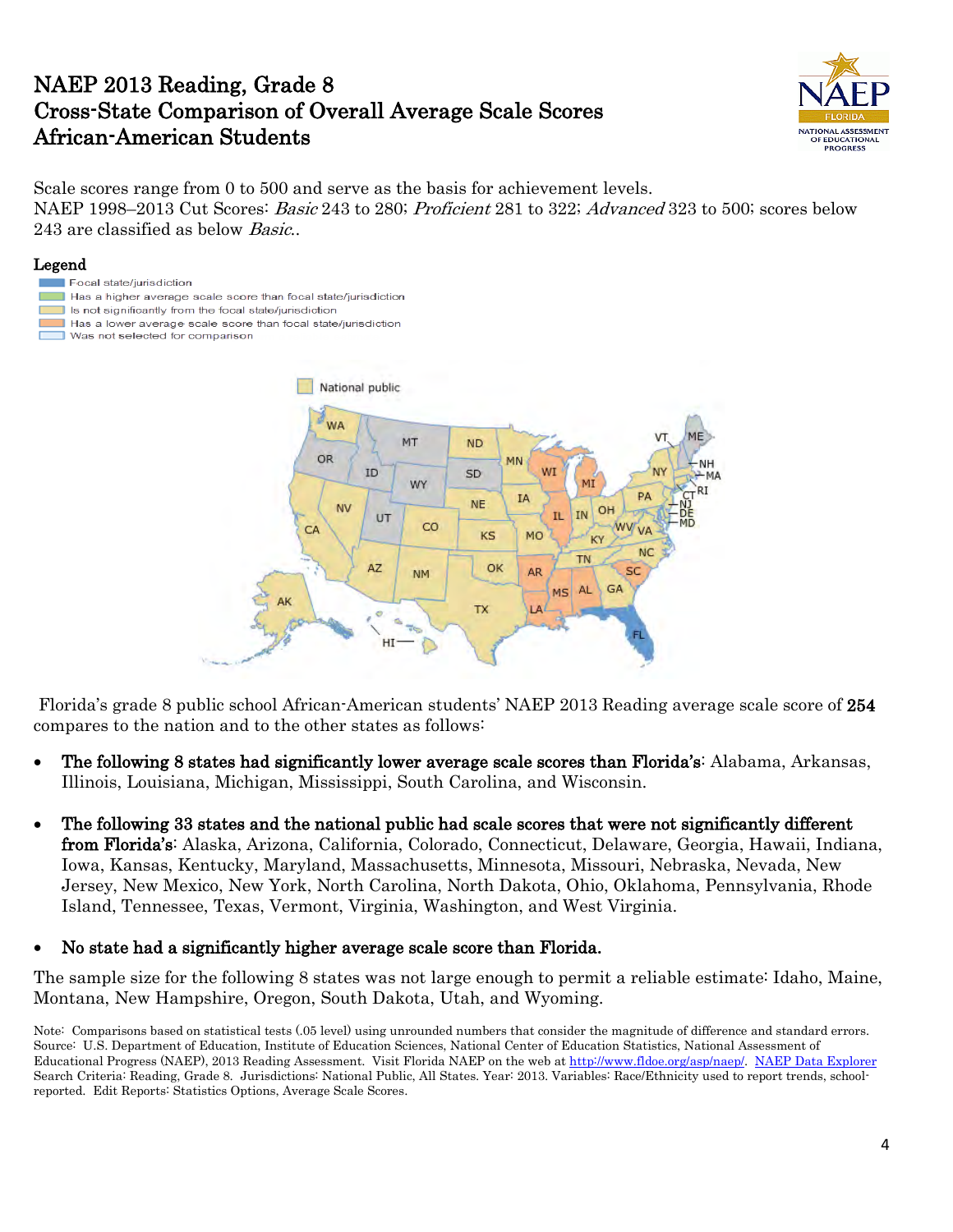# NAEP 2013 Reading, Grade 8
# Cross-State Comparison of Overall Average Scale Scores
# African-American Students

Scale scores range from 0 to 500 and serve as the basis for achievement levels.
NAEP 1998–2013 Cut Scores: *Basic* 243 to 280; *Proficient* 281 to 322; *Advanced* 323 to 500; scores below 243 are classified as below *Basic*..

**Legend**

- Focal state/jurisdiction
- Has a higher average scale score than focal state/jurisdiction
- Is not significantly from the focal state/jurisdiction
- Has a lower average scale score than focal state/jurisdiction
- Was not selected for comparison

Florida's grade 8 public school African-American students' NAEP 2013 Reading average scale score of **254** compares to the nation and to the other states as follows:

- **The following 8 states had significantly lower average scale scores than Florida's**: Alabama, Arkansas, Illinois, Louisiana, Michigan, Mississippi, South Carolina, and Wisconsin.

- **The following 33 states and the national public had scale scores that were not significantly different from Florida's**: Alaska, Arizona, California, Colorado, Connecticut, Delaware, Georgia, Hawaii, Indiana, Iowa, Kansas, Kentucky, Maryland, Massachusetts, Minnesota, Missouri, Nebraska, Nevada, New Jersey, New Mexico, New York, North Carolina, North Dakota, Ohio, Oklahoma, Pennsylvania, Rhode Island, Tennessee, Texas, Vermont, Virginia, Washington, and West Virginia.

- **No state had a significantly higher average scale score than Florida.**

The sample size for the following 8 states was not large enough to permit a reliable estimate: Idaho, Maine, Montana, New Hampshire, Oregon, South Dakota, Utah, and Wyoming.

Note: Comparisons based on statistical tests (.05 level) using unrounded numbers that consider the magnitude of difference and standard errors.
Source: U.S. Department of Education, Institute of Education Sciences, National Center of Education Statistics, National Assessment of Educational Progress (NAEP), 2013 Reading Assessment. Visit Florida NAEP on the web at http://www.fldoe.org/asp/naep/. NAEP Data Explorer Search Criteria: Reading, Grade 8. Jurisdictions: National Public, All States. Year: 2013. Variables: Race/Ethnicity used to report trends, school-reported. Edit Reports: Statistics Options, Average Scale Scores.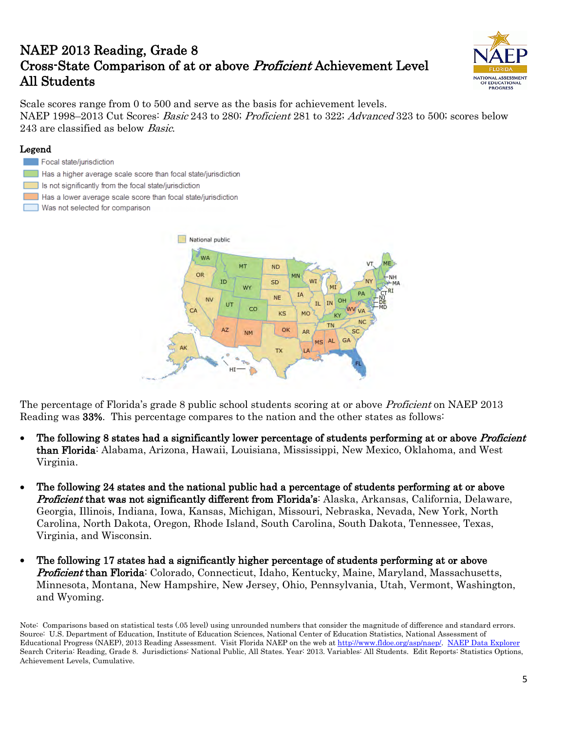# NAEP 2013 Reading, Grade 8
# Cross-State Comparison of at or above *Proficient* Achievement Level
# All Students

Scale scores range from 0 to 500 and serve as the basis for achievement levels.
NAEP 1998–2013 Cut Scores: *Basic* 243 to 280; *Proficient* 281 to 322; *Advanced* 323 to 500; scores below 243 are classified as below *Basic*.

**Legend**

- Focal state/jurisdiction
- Has a higher average scale score than focal state/jurisdiction
- Is not significantly from the focal state/jurisdiction
- Has a lower average scale score than focal state/jurisdiction
- Was not selected for comparison

National public

The percentage of Florida's grade 8 public school students scoring at or above *Proficient* on NAEP 2013 Reading was **33%**. This percentage compares to the nation and the other states as follows:

- **The following 8 states had a significantly lower percentage of students performing at or above *Proficient* than Florida**: Alabama, Arizona, Hawaii, Louisiana, Mississippi, New Mexico, Oklahoma, and West Virginia.
- **The following 24 states and the national public had a percentage of students performing at or above *Proficient* that was not significantly different from Florida's**: Alaska, Arkansas, California, Delaware, Georgia, Illinois, Indiana, Iowa, Kansas, Michigan, Missouri, Nebraska, Nevada, New York, North Carolina, North Dakota, Oregon, Rhode Island, South Carolina, South Dakota, Tennessee, Texas, Virginia, and Wisconsin.
- **The following 17 states had a significantly higher percentage of students performing at or above *Proficient* than Florida**: Colorado, Connecticut, Idaho, Kentucky, Maine, Maryland, Massachusetts, Minnesota, Montana, New Hampshire, New Jersey, Ohio, Pennsylvania, Utah, Vermont, Washington, and Wyoming.

Note: Comparisons based on statistical tests (.05 level) using unrounded numbers that consider the magnitude of difference and standard errors.
Source: U.S. Department of Education, Institute of Education Sciences, National Center of Education Statistics, National Assessment of Educational Progress (NAEP), 2013 Reading Assessment. Visit Florida NAEP on the web at http://www.fldoe.org/asp/naep/. NAEP Data Explorer Search Criteria: Reading, Grade 8. Jurisdictions: National Public, All States. Year: 2013. Variables: All Students. Edit Reports: Statistics Options, Achievement Levels, Cumulative.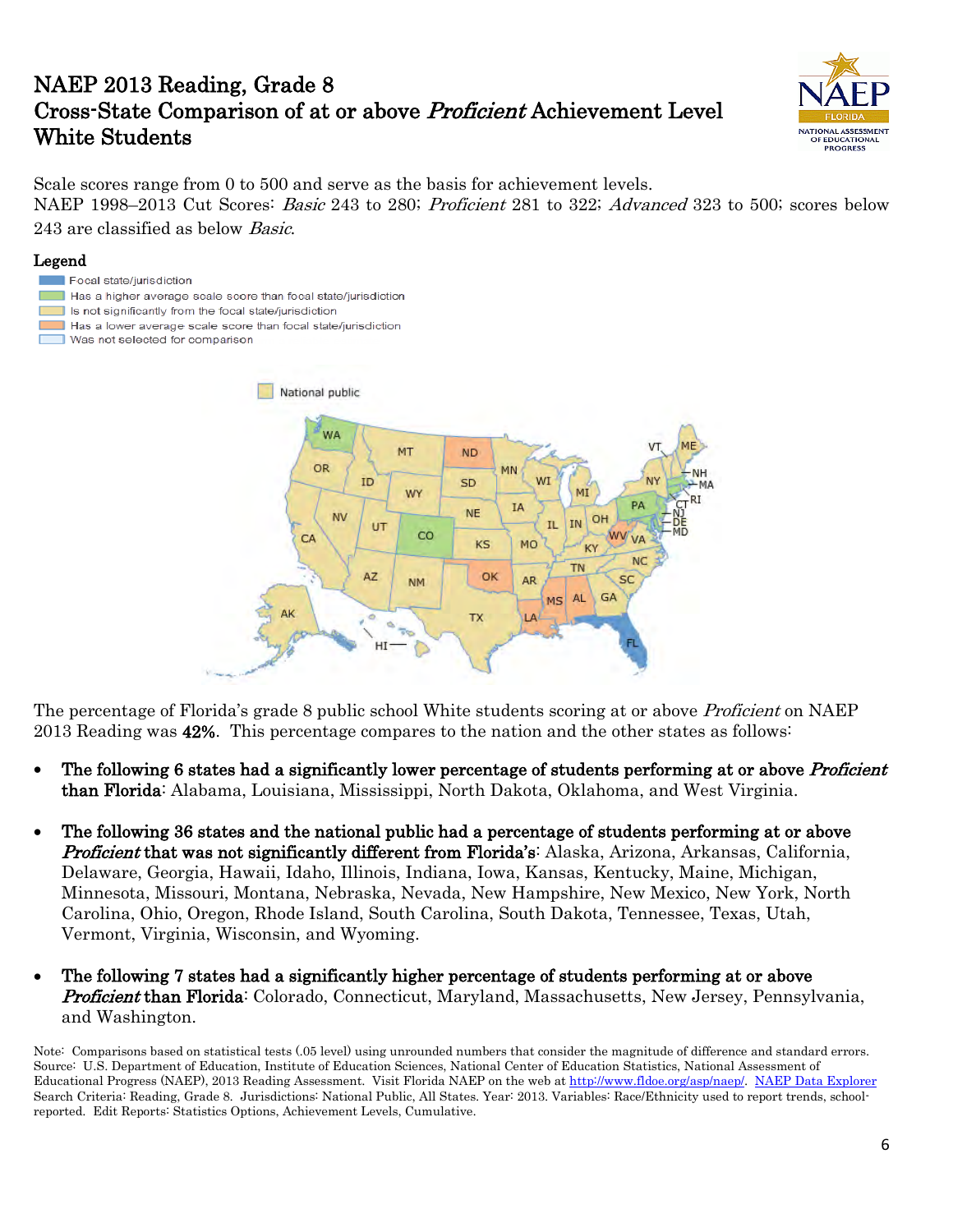# NAEP 2013 Reading, Grade 8
# Cross-State Comparison of at or above *Proficient* Achievement Level
# White Students

Scale scores range from 0 to 500 and serve as the basis for achievement levels.
NAEP 1998–2013 Cut Scores: *Basic* 243 to 280; *Proficient* 281 to 322; *Advanced* 323 to 500; scores below 243 are classified as below *Basic*.

**Legend**

- Focal state/jurisdiction
- Has a higher average scale score than focal state/jurisdiction
- Is not significantly from the focal state/jurisdiction
- Has a lower average scale score than focal state/jurisdiction
- Was not selected for comparison

National public

The percentage of Florida's grade 8 public school White students scoring at or above *Proficient* on NAEP 2013 Reading was **42%**. This percentage compares to the nation and the other states as follows:

- **The following 6 states had a significantly lower percentage of students performing at or above *Proficient* than Florida**: Alabama, Louisiana, Mississippi, North Dakota, Oklahoma, and West Virginia.

- **The following 36 states and the national public had a percentage of students performing at or above *Proficient* that was not significantly different from Florida's**: Alaska, Arizona, Arkansas, California, Delaware, Georgia, Hawaii, Idaho, Illinois, Indiana, Iowa, Kansas, Kentucky, Maine, Michigan, Minnesota, Missouri, Montana, Nebraska, Nevada, New Hampshire, New Mexico, New York, North Carolina, Ohio, Oregon, Rhode Island, South Carolina, South Dakota, Tennessee, Texas, Utah, Vermont, Virginia, Wisconsin, and Wyoming.

- **The following 7 states had a significantly higher percentage of students performing at or above *Proficient* than Florida**: Colorado, Connecticut, Maryland, Massachusetts, New Jersey, Pennsylvania, and Washington.

Note: Comparisons based on statistical tests (.05 level) using unrounded numbers that consider the magnitude of difference and standard errors.
Source: U.S. Department of Education, Institute of Education Sciences, National Center of Education Statistics, National Assessment of Educational Progress (NAEP), 2013 Reading Assessment. Visit Florida NAEP on the web at http://www.fldoe.org/asp/naep/. NAEP Data Explorer Search Criteria: Reading, Grade 8. Jurisdictions: National Public, All States. Year: 2013. Variables: Race/Ethnicity used to report trends, school-reported. Edit Reports: Statistics Options, Achievement Levels, Cumulative.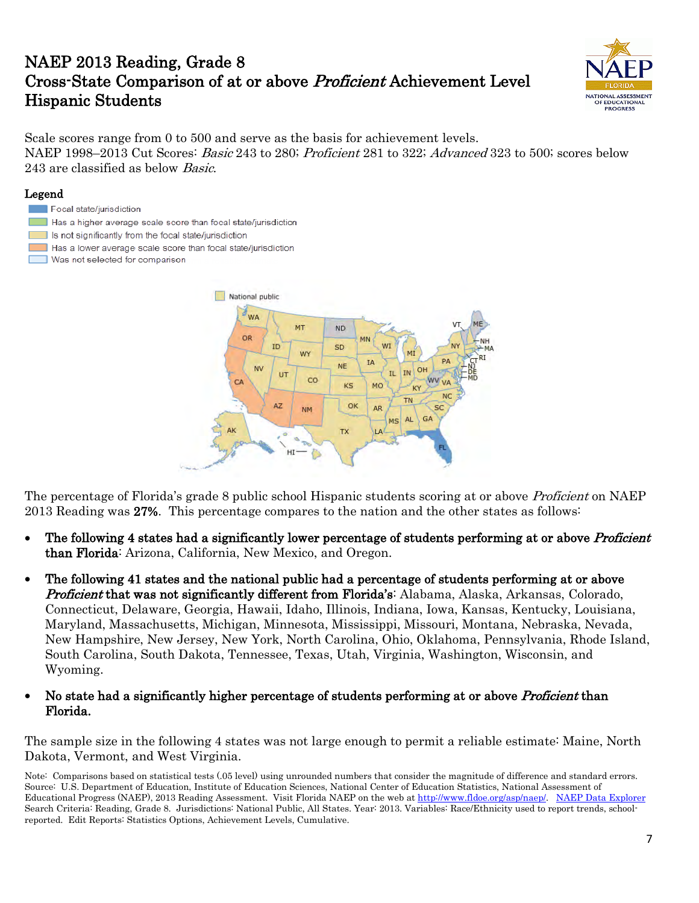# NAEP 2013 Reading, Grade 8
## Cross-State Comparison of at or above *Proficient* Achievement Level
## Hispanic Students

Scale scores range from 0 to 500 and serve as the basis for achievement levels.
NAEP 1998–2013 Cut Scores: *Basic* 243 to 280; *Proficient* 281 to 322; *Advanced* 323 to 500; scores below 243 are classified as below *Basic*.

**Legend**

- Focal state/jurisdiction
- Has a higher average scale score than focal state/jurisdiction
- Is not significantly from the focal state/jurisdiction
- Has a lower average scale score than focal state/jurisdiction
- Was not selected for comparison

The percentage of Florida's grade 8 public school Hispanic students scoring at or above *Proficient* on NAEP 2013 Reading was **27%**. This percentage compares to the nation and the other states as follows:

- **The following 4 states had a significantly lower percentage of students performing at or above *Proficient* than Florida**: Arizona, California, New Mexico, and Oregon.
- **The following 41 states and the national public had a percentage of students performing at or above *Proficient* that was not significantly different from Florida's**: Alabama, Alaska, Arkansas, Colorado, Connecticut, Delaware, Georgia, Hawaii, Idaho, Illinois, Indiana, Iowa, Kansas, Kentucky, Louisiana, Maryland, Massachusetts, Michigan, Minnesota, Mississippi, Missouri, Montana, Nebraska, Nevada, New Hampshire, New Jersey, New York, North Carolina, Ohio, Oklahoma, Pennsylvania, Rhode Island, South Carolina, South Dakota, Tennessee, Texas, Utah, Virginia, Washington, Wisconsin, and Wyoming.
- **No state had a significantly higher percentage of students performing at or above *Proficient* than Florida.**

The sample size in the following 4 states was not large enough to permit a reliable estimate: Maine, North Dakota, Vermont, and West Virginia.

Note: Comparisons based on statistical tests (.05 level) using unrounded numbers that consider the magnitude of difference and standard errors.
Source: U.S. Department of Education, Institute of Education Sciences, National Center of Education Statistics, National Assessment of Educational Progress (NAEP), 2013 Reading Assessment. Visit Florida NAEP on the web at http://www.fldoe.org/asp/naep/. NAEP Data Explorer
Search Criteria: Reading, Grade 8. Jurisdictions: National Public, All States. Year: 2013. Variables: Race/Ethnicity used to report trends, school-reported. Edit Reports: Statistics Options, Achievement Levels, Cumulative.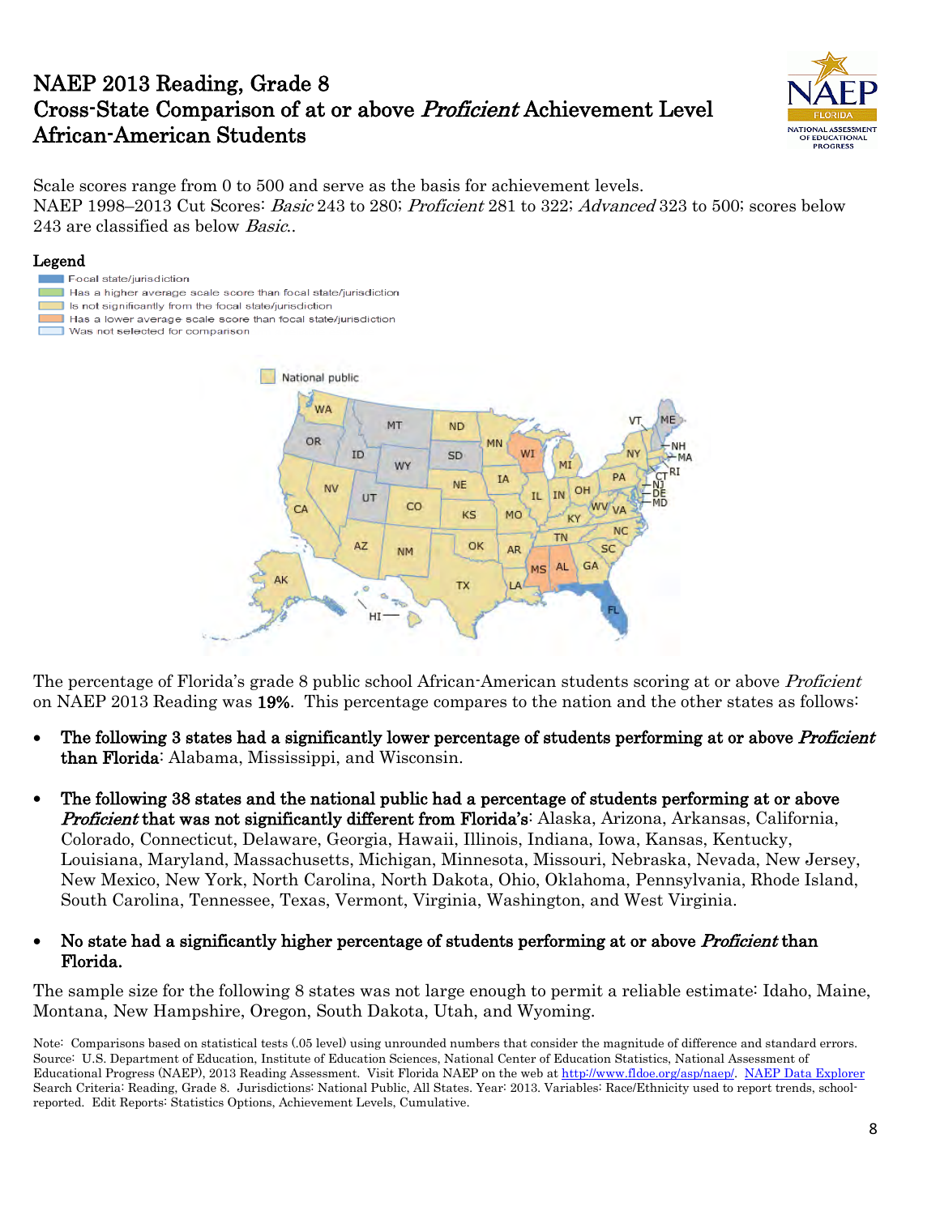# NAEP 2013 Reading, Grade 8
# Cross-State Comparison of at or above *Proficient* Achievement Level
# African-American Students

Scale scores range from 0 to 500 and serve as the basis for achievement levels.
NAEP 1998–2013 Cut Scores: *Basic* 243 to 280; *Proficient* 281 to 322; *Advanced* 323 to 500; scores below 243 are classified as below *Basic*..

**Legend**

Focal state/jurisdiction
Has a higher average scale score than focal state/jurisdiction
Is not significantly from the focal state/jurisdiction
Has a lower average scale score than focal state/jurisdiction
Was not selected for comparison

National public

WA OR ID MT ND SD WY MN WI MI NY VT ME NH MA RI CT NJ DE MD NV CA UT CO NE IA IL IN OH PA KS MO KY WV VA AZ NM OK AR TN NC SC MS AL GA TX LA FL AK HI

The percentage of Florida's grade 8 public school African-American students scoring at or above *Proficient* on NAEP 2013 Reading was **19%**. This percentage compares to the nation and the other states as follows:

- **The following 3 states had a significantly lower percentage of students performing at or above *Proficient* than Florida**: Alabama, Mississippi, and Wisconsin.

- **The following 38 states and the national public had a percentage of students performing at or above *Proficient* that was not significantly different from Florida's**: Alaska, Arizona, Arkansas, California, Colorado, Connecticut, Delaware, Georgia, Hawaii, Illinois, Indiana, Iowa, Kansas, Kentucky, Louisiana, Maryland, Massachusetts, Michigan, Minnesota, Missouri, Nebraska, Nevada, New Jersey, New Mexico, New York, North Carolina, North Dakota, Ohio, Oklahoma, Pennsylvania, Rhode Island, South Carolina, Tennessee, Texas, Vermont, Virginia, Washington, and West Virginia.

- **No state had a significantly higher percentage of students performing at or above *Proficient* than Florida.**

The sample size for the following 8 states was not large enough to permit a reliable estimate: Idaho, Maine, Montana, New Hampshire, Oregon, South Dakota, Utah, and Wyoming.

Note: Comparisons based on statistical tests (.05 level) using unrounded numbers that consider the magnitude of difference and standard errors.
Source: U.S. Department of Education, Institute of Education Sciences, National Center of Education Statistics, National Assessment of Educational Progress (NAEP), 2013 Reading Assessment. Visit Florida NAEP on the web at http://www.fldoe.org/asp/naep/. NAEP Data Explorer
Search Criteria: Reading, Grade 8. Jurisdictions: National Public, All States. Year: 2013. Variables: Race/Ethnicity used to report trends, school-reported. Edit Reports: Statistics Options, Achievement Levels, Cumulative.